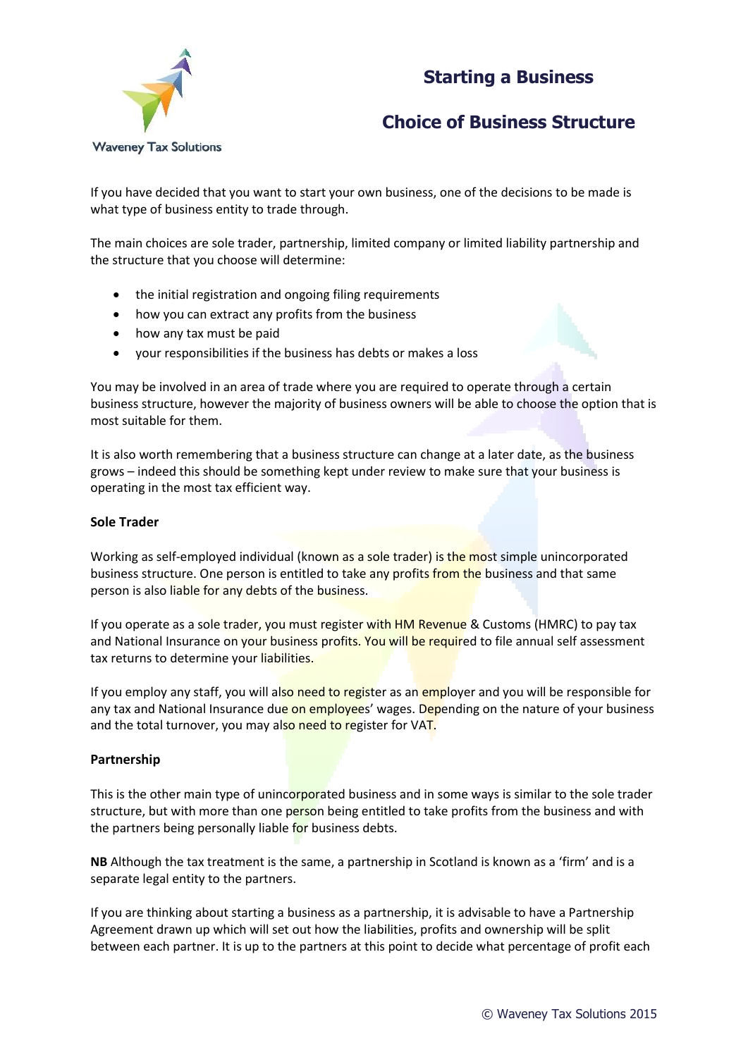Waveney Tax Solutions

# Starting a Business

## Choice of Business Structure

If you have decided that you want to start your own business, one of the decisions to be made is what type of business entity to trade through.

The main choices are sole trader, partnership, limited company or limited liability partnership and the structure that you choose will determine:

- the initial registration and ongoing filing requirements
- how you can extract any profits from the business
- how any tax must be paid
- your responsibilities if the business has debts or makes a loss

You may be involved in an area of trade where you are required to operate through a certain business structure, however the majority of business owners will be able to choose the option that is most suitable for them.

It is also worth remembering that a business structure can change at a later date, as the business grows – indeed this should be something kept under review to make sure that your business is operating in the most tax efficient way.

### Sole Trader

Working as self-employed individual (known as a sole trader) is the most simple unincorporated business structure. One person is entitled to take any profits from the business and that same person is also liable for any debts of the business.

If you operate as a sole trader, you must register with HM Revenue & Customs (HMRC) to pay tax and National Insurance on your business profits. You will be required to file annual self assessment tax returns to determine your liabilities.

If you employ any staff, you will also need to register as an employer and you will be responsible for any tax and National Insurance due on employees' wages. Depending on the nature of your business and the total turnover, you may also need to register for VAT.

### Partnership

This is the other main type of unincorporated business and in some ways is similar to the sole trader structure, but with more than one person being entitled to take profits from the business and with the partners being personally liable for business debts.

**NB** Although the tax treatment is the same, a partnership in Scotland is known as a 'firm' and is a separate legal entity to the partners.

If you are thinking about starting a business as a partnership, it is advisable to have a Partnership Agreement drawn up which will set out how the liabilities, profits and ownership will be split between each partner. It is up to the partners at this point to decide what percentage of profit each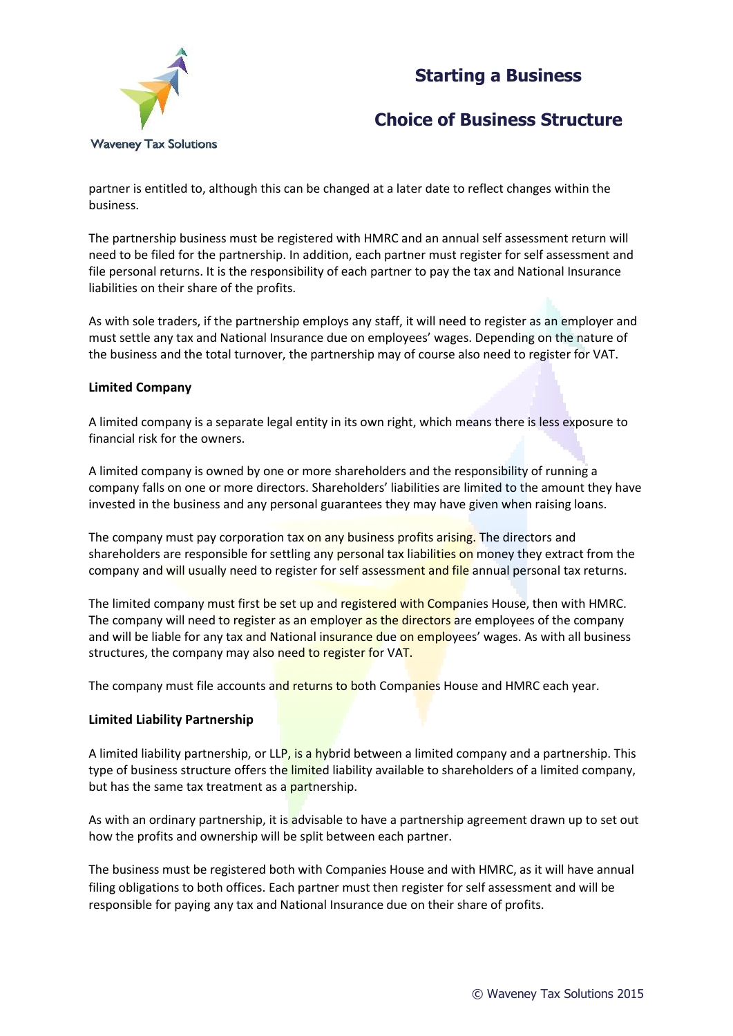partner is entitled to, although this can be changed at a later date to reflect changes within the business.

The partnership business must be registered with HMRC and an annual self assessment return will need to be filed for the partnership. In addition, each partner must register for self assessment and file personal returns. It is the responsibility of each partner to pay the tax and National Insurance liabilities on their share of the profits.

As with sole traders, if the partnership employs any staff, it will need to register as an employer and must settle any tax and National Insurance due on employees' wages. Depending on the nature of the business and the total turnover, the partnership may of course also need to register for VAT.

**Limited Company**

A limited company is a separate legal entity in its own right, which means there is less exposure to financial risk for the owners.

A limited company is owned by one or more shareholders and the responsibility of running a company falls on one or more directors. Shareholders' liabilities are limited to the amount they have invested in the business and any personal guarantees they may have given when raising loans.

The company must pay corporation tax on any business profits arising. The directors and shareholders are responsible for settling any personal tax liabilities on money they extract from the company and will usually need to register for self assessment and file annual personal tax returns.

The limited company must first be set up and registered with Companies House, then with HMRC. The company will need to register as an employer as the directors are employees of the company and will be liable for any tax and National insurance due on employees' wages. As with all business structures, the company may also need to register for VAT.

The company must file accounts and returns to both Companies House and HMRC each year.

**Limited Liability Partnership**

A limited liability partnership, or LLP, is a hybrid between a limited company and a partnership. This type of business structure offers the limited liability available to shareholders of a limited company, but has the same tax treatment as a partnership.

As with an ordinary partnership, it is advisable to have a partnership agreement drawn up to set out how the profits and ownership will be split between each partner.

The business must be registered both with Companies House and with HMRC, as it will have annual filing obligations to both offices. Each partner must then register for self assessment and will be responsible for paying any tax and National Insurance due on their share of profits.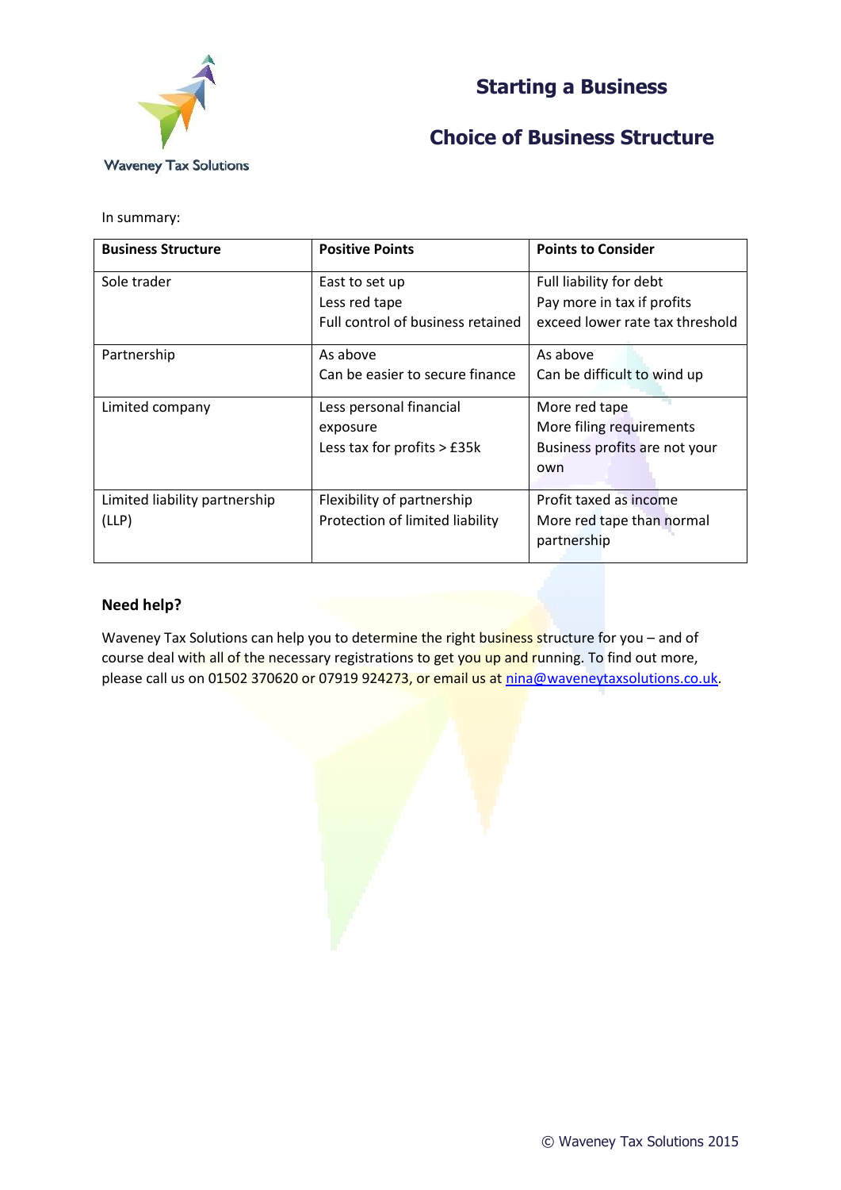Waveney Tax Solutions

# Starting a Business

## Choice of Business Structure

In summary:

| Business Structure | Positive Points | Points to Consider |
|---|---|---|
| Sole trader | East to set up<br>Less red tape<br>Full control of business retained | Full liability for debt<br>Pay more in tax if profits exceed lower rate tax threshold |
| Partnership | As above<br>Can be easier to secure finance | As above<br>Can be difficult to wind up |
| Limited company | Less personal financial exposure<br>Less tax for profits > £35k | More red tape<br>More filing requirements<br>Business profits are not your own |
| Limited liability partnership (LLP) | Flexibility of partnership<br>Protection of limited liability | Profit taxed as income<br>More red tape than normal partnership |

### Need help?

Waveney Tax Solutions can help you to determine the right business structure for you – and of course deal with all of the necessary registrations to get you up and running. To find out more, please call us on 01502 370620 or 07919 924273, or email us at nina@waveneytaxsolutions.co.uk.

© Waveney Tax Solutions 2015